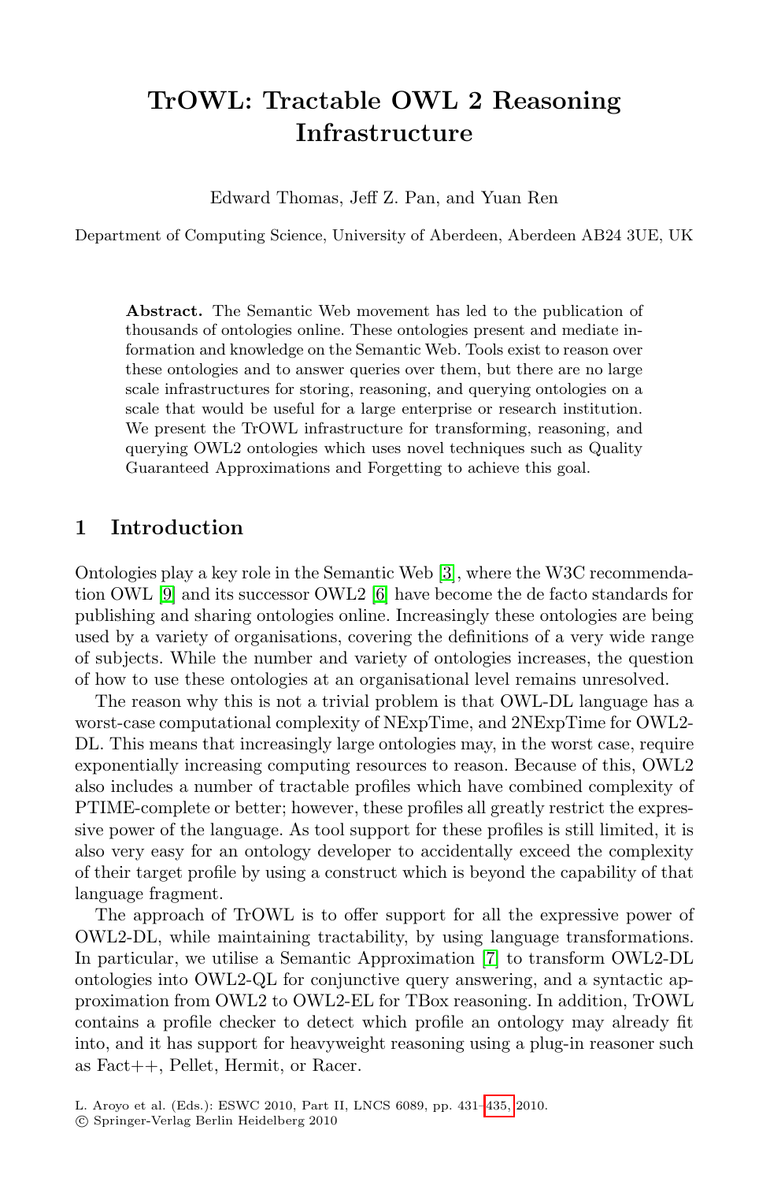# TrOWL: Tractable OWL 2 Reasoning Infrastructure

Edward Thomas, Jeff Z. Pan, and Yuan Ren

Department of Computing Science, University of Aberdeen, Aberdeen AB24 3UE, UK

**Abstract.** The Semantic Web movement has led to the publication of thousands of ontologies online. These ontologies present and mediate information and knowledge on the Semantic Web. Tools exist to reason over these ontologies and to answer queries over them, but there are no large scale infrastructures for storing, reasoning, and querying ontologies on a scale that would be useful for a large enterprise or research institution. We present the TrOWL infrastructure for transforming, reasoning, and querying OWL2 ontologies which uses novel techniques such as Quality Guaranteed Approximations and Forgetting to achieve this goal.

## 1 Introduction

Ontologies play a key role in the Semantic Web [3], where the W3C recommendation OWL [9] and its successor OWL2 [6] have become the de facto standards for publishing and sharing ontologies online. Increasingly these ontologies are being used by a variety of organisations, covering the definitions of a very wide range of subjects. While the number and variety of ontologies increases, the question of how to use these ontologies at an organisational level remains unresolved.

The reason why this is not a trivial problem is that OWL-DL language has a worst-case computational complexity of NExpTime, and 2NExpTime for OWL2-DL. This means that increasingly large ontologies may, in the worst case, require exponentially increasing computing resources to reason. Because of this, OWL2 also includes a number of tractable profiles which have combined complexity of PTIME-complete or better; however, these profiles all greatly restrict the expressive power of the language. As tool support for these profiles is still limited, it is also very easy for an ontology developer to accidentally exceed the complexity of their target profile by using a construct which is beyond the capability of that language fragment.

The approach of TrOWL is to offer support for all the expressive power of OWL2-DL, while maintaining tractability, by using language transformations. In particular, we utilise a Semantic Approximation [7] to transform OWL2-DL ontologies into OWL2-QL for conjunctive query answering, and a syntactic approximation from OWL2 to OWL2-EL for TBox reasoning. In addition, TrOWL contains a profile checker to detect which profile an ontology may already fit into, and it has support for heavyweight reasoning using a plug-in reasoner such as Fact++, Pellet, Hermit, or Racer.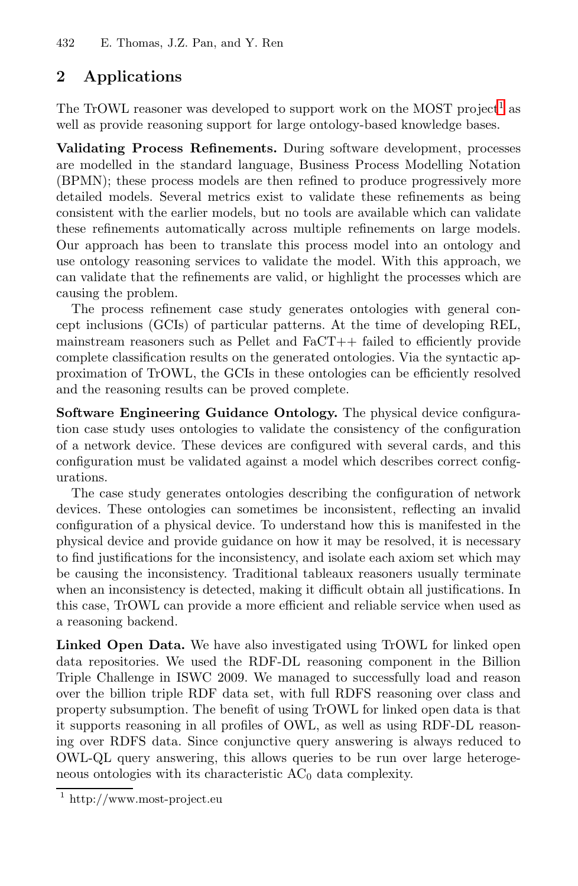## 2 Applications

The TrOWL reasoner was developed to support work on the MOST project[1] as well as provide reasoning support for large ontology-based knowledge bases.

**Validating Process Refinements.** During software development, processes are modelled in the standard language, Business Process Modelling Notation (BPMN); these process models are then refined to produce progressively more detailed models. Several metrics exist to validate these refinements as being consistent with the earlier models, but no tools are available which can validate these refinements automatically across multiple refinements on large models. Our approach has been to translate this process model into an ontology and use ontology reasoning services to validate the model. With this approach, we can validate that the refinements are valid, or highlight the processes which are causing the problem.

The process refinement case study generates ontologies with general concept inclusions (GCIs) of particular patterns. At the time of developing REL, mainstream reasoners such as Pellet and FaCT++ failed to efficiently provide complete classification results on the generated ontologies. Via the syntactic approximation of TrOWL, the GCIs in these ontologies can be efficiently resolved and the reasoning results can be proved complete.

**Software Engineering Guidance Ontology.** The physical device configuration case study uses ontologies to validate the consistency of the configuration of a network device. These devices are configured with several cards, and this configuration must be validated against a model which describes correct configurations.

The case study generates ontologies describing the configuration of network devices. These ontologies can sometimes be inconsistent, reflecting an invalid configuration of a physical device. To understand how this is manifested in the physical device and provide guidance on how it may be resolved, it is necessary to find justifications for the inconsistency, and isolate each axiom set which may be causing the inconsistency. Traditional tableaux reasoners usually terminate when an inconsistency is detected, making it difficult obtain all justifications. In this case, TrOWL can provide a more efficient and reliable service when used as a reasoning backend.

**Linked Open Data.** We have also investigated using TrOWL for linked open data repositories. We used the RDF-DL reasoning component in the Billion Triple Challenge in ISWC 2009. We managed to successfully load and reason over the billion triple RDF data set, with full RDFS reasoning over class and property subsumption. The benefit of using TrOWL for linked open data is that it supports reasoning in all profiles of OWL, as well as using RDF-DL reasoning over RDFS data. Since conjunctive query answering is always reduced to OWL-QL query answering, this allows queries to be run over large heterogeneous ontologies with its characteristic $AC_0$ data complexity.

[1] http://www.most-project.eu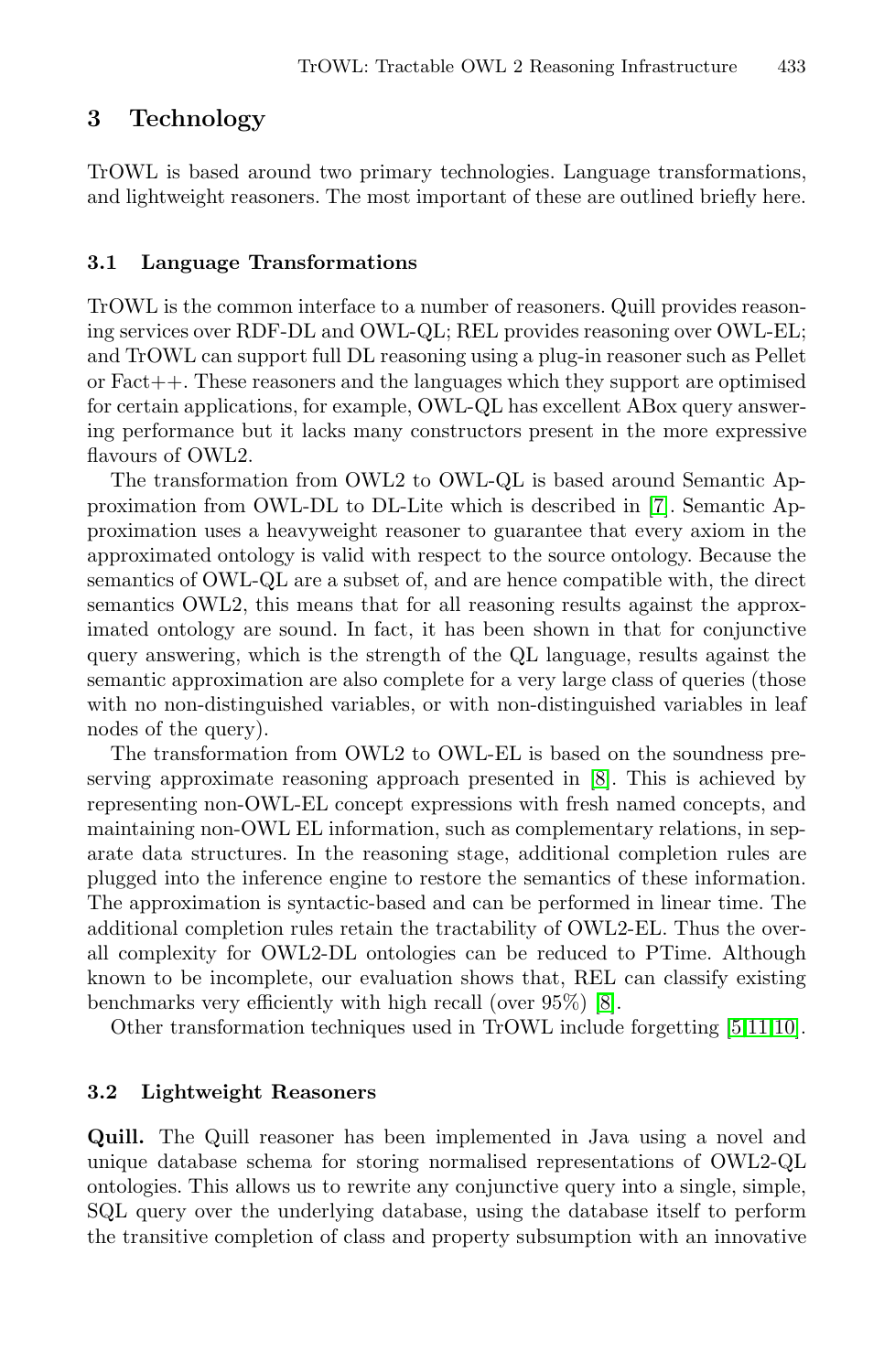## 3 Technology

TrOWL is based around two primary technologies. Language transformations, and lightweight reasoners. The most important of these are outlined briefly here.

### 3.1 Language Transformations

TrOWL is the common interface to a number of reasoners. Quill provides reasoning services over RDF-DL and OWL-QL; REL provides reasoning over OWL-EL; and TrOWL can support full DL reasoning using a plug-in reasoner such as Pellet or Fact++. These reasoners and the languages which they support are optimised for certain applications, for example, OWL-QL has excellent ABox query answering performance but it lacks many constructors present in the more expressive flavours of OWL2.

The transformation from OWL2 to OWL-QL is based around Semantic Approximation from OWL-DL to DL-Lite which is described in [7]. Semantic Approximation uses a heavyweight reasoner to guarantee that every axiom in the approximated ontology is valid with respect to the source ontology. Because the semantics of OWL-QL are a subset of, and are hence compatible with, the direct semantics OWL2, this means that for all reasoning results against the approximated ontology are sound. In fact, it has been shown in that for conjunctive query answering, which is the strength of the QL language, results against the semantic approximation are also complete for a very large class of queries (those with no non-distinguished variables, or with non-distinguished variables in leaf nodes of the query).

The transformation from OWL2 to OWL-EL is based on the soundness preserving approximate reasoning approach presented in [8]. This is achieved by representing non-OWL-EL concept expressions with fresh named concepts, and maintaining non-OWL EL information, such as complementary relations, in separate data structures. In the reasoning stage, additional completion rules are plugged into the inference engine to restore the semantics of these information. The approximation is syntactic-based and can be performed in linear time. The additional completion rules retain the tractability of OWL2-EL. Thus the overall complexity for OWL2-DL ontologies can be reduced to PTime. Although known to be incomplete, our evaluation shows that, REL can classify existing benchmarks very efficiently with high recall (over 95%) [8].

Other transformation techniques used in TrOWL include forgetting [5,11,10].

### 3.2 Lightweight Reasoners

**Quill.** The Quill reasoner has been implemented in Java using a novel and unique database schema for storing normalised representations of OWL2-QL ontologies. This allows us to rewrite any conjunctive query into a single, simple, SQL query over the underlying database, using the database itself to perform the transitive completion of class and property subsumption with an innovative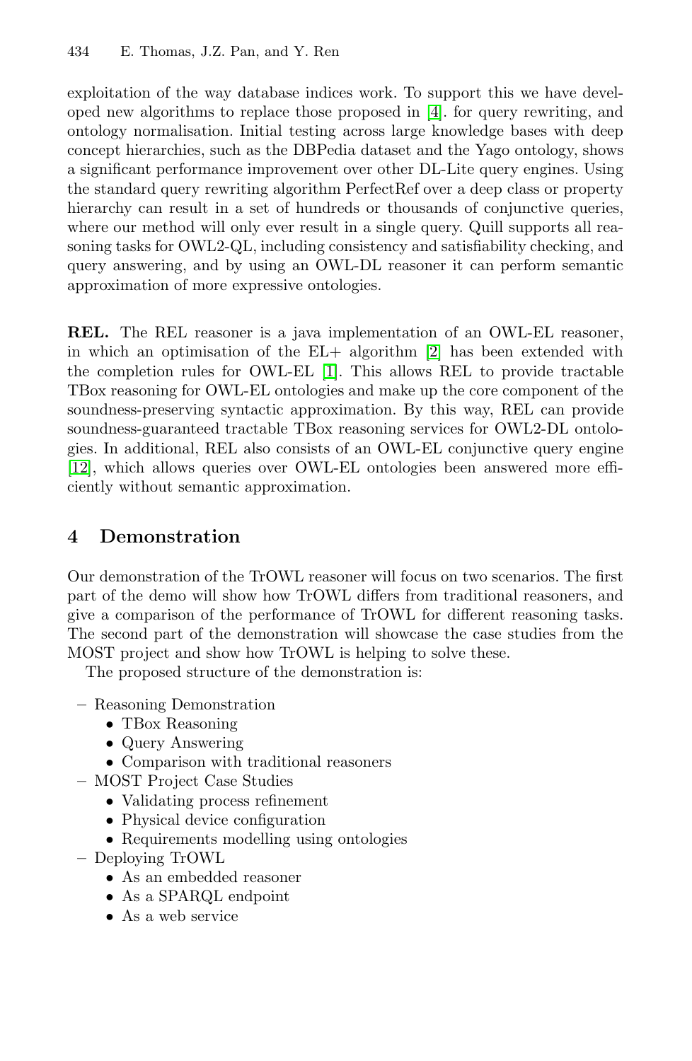exploitation of the way database indices work. To support this we have developed new algorithms to replace those proposed in [4]. for query rewriting, and ontology normalisation. Initial testing across large knowledge bases with deep concept hierarchies, such as the DBPedia dataset and the Yago ontology, shows a significant performance improvement over other DL-Lite query engines. Using the standard query rewriting algorithm PerfectRef over a deep class or property hierarchy can result in a set of hundreds or thousands of conjunctive queries, where our method will only ever result in a single query. Quill supports all reasoning tasks for OWL2-QL, including consistency and satisfiability checking, and query answering, and by using an OWL-DL reasoner it can perform semantic approximation of more expressive ontologies.

**REL.** The REL reasoner is a java implementation of an OWL-EL reasoner, in which an optimisation of the EL+ algorithm [2] has been extended with the completion rules for OWL-EL [1]. This allows REL to provide tractable TBox reasoning for OWL-EL ontologies and make up the core component of the soundness-preserving syntactic approximation. By this way, REL can provide soundness-guaranteed tractable TBox reasoning services for OWL2-DL ontologies. In additional, REL also consists of an OWL-EL conjunctive query engine [12], which allows queries over OWL-EL ontologies been answered more efficiently without semantic approximation.

## 4 Demonstration

Our demonstration of the TrOWL reasoner will focus on two scenarios. The first part of the demo will show how TrOWL differs from traditional reasoners, and give a comparison of the performance of TrOWL for different reasoning tasks. The second part of the demonstration will showcase the case studies from the MOST project and show how TrOWL is helping to solve these.

The proposed structure of the demonstration is:

- Reasoning Demonstration
  - TBox Reasoning
  - Query Answering
  - Comparison with traditional reasoners
- MOST Project Case Studies
  - Validating process refinement
  - Physical device configuration
  - Requirements modelling using ontologies
- Deploying TrOWL
  - As an embedded reasoner
  - As a SPARQL endpoint
  - As a web service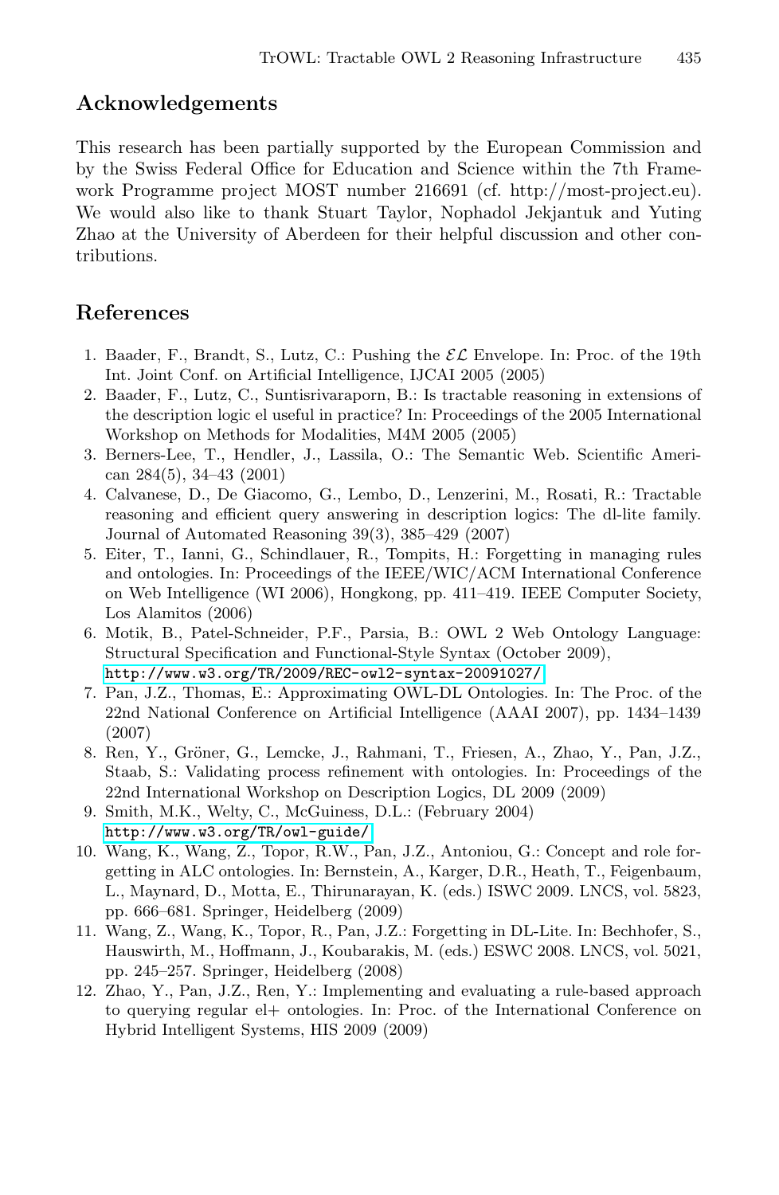## Acknowledgements

This research has been partially supported by the European Commission and by the Swiss Federal Office for Education and Science within the 7th Framework Programme project MOST number 216691 (cf. http://most-project.eu). We would also like to thank Stuart Taylor, Nophadol Jekjantuk and Yuting Zhao at the University of Aberdeen for their helpful discussion and other contributions.

## References

1. Baader, F., Brandt, S., Lutz, C.: Pushing the $\mathcal{EL}$ Envelope. In: Proc. of the 19th Int. Joint Conf. on Artificial Intelligence, IJCAI 2005 (2005)
2. Baader, F., Lutz, C., Suntisrivaraporn, B.: Is tractable reasoning in extensions of the description logic el useful in practice? In: Proceedings of the 2005 International Workshop on Methods for Modalities, M4M 2005 (2005)
3. Berners-Lee, T., Hendler, J., Lassila, O.: The Semantic Web. Scientific American 284(5), 34–43 (2001)
4. Calvanese, D., De Giacomo, G., Lembo, D., Lenzerini, M., Rosati, R.: Tractable reasoning and efficient query answering in description logics: The dl-lite family. Journal of Automated Reasoning 39(3), 385–429 (2007)
5. Eiter, T., Ianni, G., Schindlauer, R., Tompits, H.: Forgetting in managing rules and ontologies. In: Proceedings of the IEEE/WIC/ACM International Conference on Web Intelligence (WI 2006), Hongkong, pp. 411–419. IEEE Computer Society, Los Alamitos (2006)
6. Motik, B., Patel-Schneider, P.F., Parsia, B.: OWL 2 Web Ontology Language: Structural Specification and Functional-Style Syntax (October 2009), http://www.w3.org/TR/2009/REC-owl2-syntax-20091027/
7. Pan, J.Z., Thomas, E.: Approximating OWL-DL Ontologies. In: The Proc. of the 22nd National Conference on Artificial Intelligence (AAAI 2007), pp. 1434–1439 (2007)
8. Ren, Y., Gröner, G., Lemcke, J., Rahmani, T., Friesen, A., Zhao, Y., Pan, J.Z., Staab, S.: Validating process refinement with ontologies. In: Proceedings of the 22nd International Workshop on Description Logics, DL 2009 (2009)
9. Smith, M.K., Welty, C., McGuiness, D.L.: (February 2004) http://www.w3.org/TR/owl-guide/
10. Wang, K., Wang, Z., Topor, R.W., Pan, J.Z., Antoniou, G.: Concept and role forgetting in ALC ontologies. In: Bernstein, A., Karger, D.R., Heath, T., Feigenbaum, L., Maynard, D., Motta, E., Thirunarayan, K. (eds.) ISWC 2009. LNCS, vol. 5823, pp. 666–681. Springer, Heidelberg (2009)
11. Wang, Z., Wang, K., Topor, R., Pan, J.Z.: Forgetting in DL-Lite. In: Bechhofer, S., Hauswirth, M., Hoffmann, J., Koubarakis, M. (eds.) ESWC 2008. LNCS, vol. 5021, pp. 245–257. Springer, Heidelberg (2008)
12. Zhao, Y., Pan, J.Z., Ren, Y.: Implementing and evaluating a rule-based approach to querying regular el+ ontologies. In: Proc. of the International Conference on Hybrid Intelligent Systems, HIS 2009 (2009)